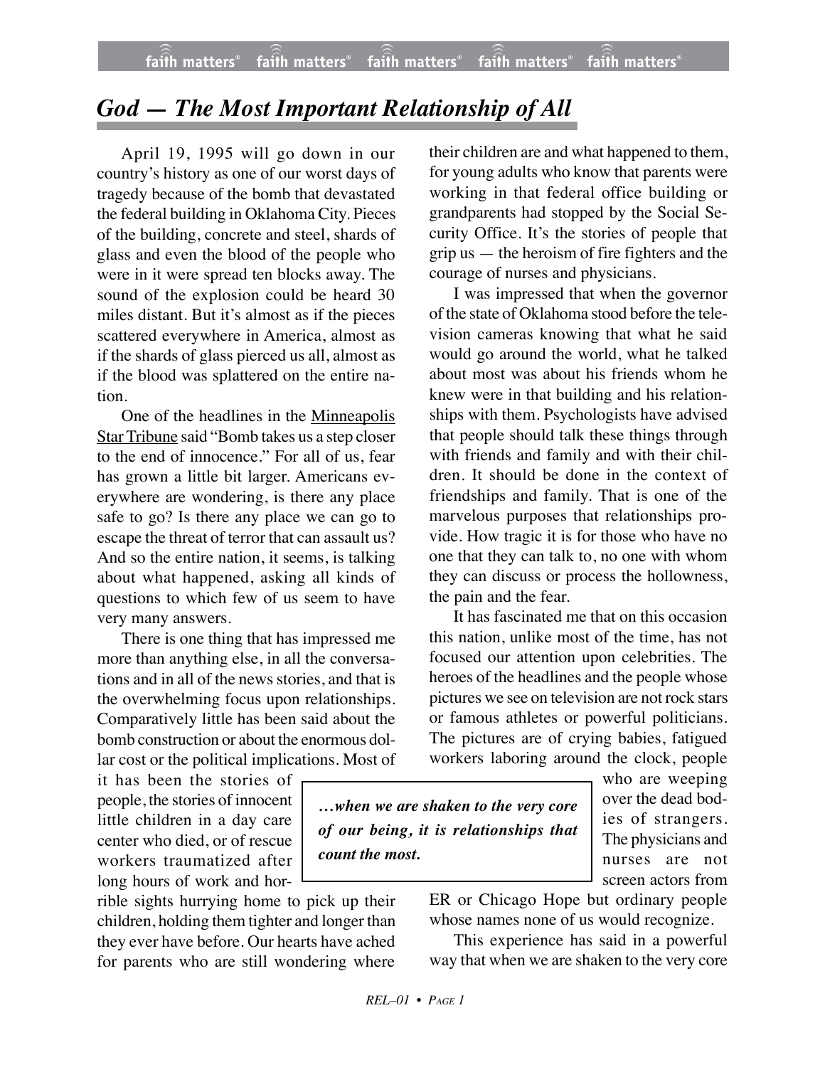# *God — The Most Important Relationship of All*

April 19, 1995 will go down in our country's history as one of our worst days of tragedy because of the bomb that devastated the federal building in Oklahoma City. Pieces of the building, concrete and steel, shards of glass and even the blood of the people who were in it were spread ten blocks away. The sound of the explosion could be heard 30 miles distant. But it's almost as if the pieces scattered everywhere in America, almost as if the shards of glass pierced us all, almost as if the blood was splattered on the entire nation.

One of the headlines in the Minneapolis Star Tribune said "Bomb takes us a step closer to the end of innocence." For all of us, fear has grown a little bit larger. Americans everywhere are wondering, is there any place safe to go? Is there any place we can go to escape the threat of terror that can assault us? And so the entire nation, it seems, is talking about what happened, asking all kinds of questions to which few of us seem to have very many answers.

There is one thing that has impressed me more than anything else, in all the conversations and in all of the news stories, and that is the overwhelming focus upon relationships. Comparatively little has been said about the bomb construction or about the enormous dollar cost or the political implications. Most of it has been the stories of people, the stories of innocent little children in a day care center who died, or of rescue workers traumatized after long hours of work and horrible sights hurrying home to pick up their children, holding them tighter and longer than they ever have before. Our hearts have ached for parents who are still wondering where their children are and what happened to them, for young adults who know that parents were working in that federal office building or grandparents had stopped by the Social Security Office. It's the stories of people that grip us — the heroism of fire fighters and the courage of nurses and physicians.

I was impressed that when the governor of the state of Oklahoma stood before the television cameras knowing that what he said would go around the world, what he talked about most was about his friends whom he knew were in that building and his relationships with them. Psychologists have advised that people should talk these things through with friends and family and with their children. It should be done in the context of friendships and family. That is one of the marvelous purposes that relationships provide. How tragic it is for those who have no one that they can talk to, no one with whom they can discuss or process the hollowness, the pain and the fear.

It has fascinated me that on this occasion this nation, unlike most of the time, has not focused our attention upon celebrities. The heroes of the headlines and the people whose pictures we see on television are not rock stars or famous athletes or powerful politicians. The pictures are of crying babies, fatigued workers laboring around the clock, people who are weeping over the dead bodies of strangers. The physicians and nurses are not screen actors from ER or Chicago Hope but ordinary people whose names none of us would recognize.

> ***…when we are shaken to the very core of our being, it is relationships that count the most.***

This experience has said in a powerful way that when we are shaken to the very core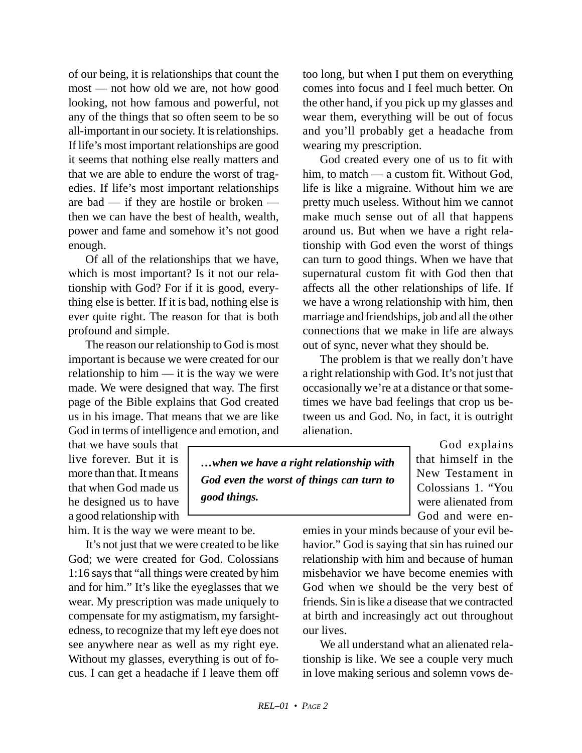of our being, it is relationships that count the most — not how old we are, not how good looking, not how famous and powerful, not any of the things that so often seem to be so all-important in our society. It is relationships. If life's most important relationships are good it seems that nothing else really matters and that we are able to endure the worst of tragedies. If life's most important relationships are bad — if they are hostile or broken — then we can have the best of health, wealth, power and fame and somehow it's not good enough.

Of all of the relationships that we have, which is most important? Is it not our relationship with God? For if it is good, everything else is better. If it is bad, nothing else is ever quite right. The reason for that is both profound and simple.

The reason our relationship to God is most important is because we were created for our relationship to him — it is the way we were made. We were designed that way. The first page of the Bible explains that God created us in his image. That means that we are like God in terms of intelligence and emotion, and that we have souls that live forever. But it is more than that. It means that when God made us he designed us to have a good relationship with him. It is the way we were meant to be.

It's not just that we were created to be like God; we were created for God. Colossians 1:16 says that "all things were created by him and for him." It's like the eyeglasses that we wear. My prescription was made uniquely to compensate for my astigmatism, my farsightedness, to recognize that my left eye does not see anywhere near as well as my right eye. Without my glasses, everything is out of focus. I can get a headache if I leave them off too long, but when I put them on everything comes into focus and I feel much better. On the other hand, if you pick up my glasses and wear them, everything will be out of focus and you'll probably get a headache from wearing my prescription.

God created every one of us to fit with him, to match — a custom fit. Without God, life is like a migraine. Without him we are pretty much useless. Without him we cannot make much sense out of all that happens around us. But when we have a right relationship with God even the worst of things can turn to good things. When we have that supernatural custom fit with God then that affects all the other relationships of life. If we have a wrong relationship with him, then marriage and friendships, job and all the other connections that we make in life are always out of sync, never what they should be.

> ***…when we have a right relationship with God even the worst of things can turn to good things.***

The problem is that we really don't have a right relationship with God. It's not just that occasionally we're at a distance or that sometimes we have bad feelings that crop us between us and God. No, in fact, it is outright alienation.

God explains that himself in the New Testament in Colossians 1. "You were alienated from God and were enemies in your minds because of your evil behavior." God is saying that sin has ruined our relationship with him and because of human misbehavior we have become enemies with God when we should be the very best of friends. Sin is like a disease that we contracted at birth and increasingly act out throughout our lives.

We all understand what an alienated relationship is like. We see a couple very much in love making serious and solemn vows de-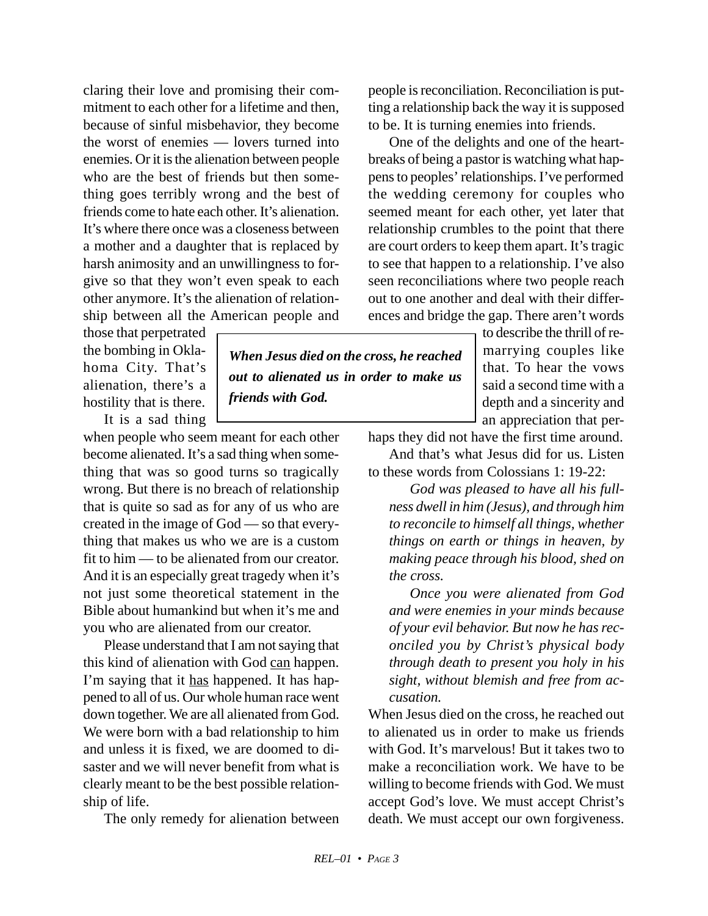claring their love and promising their commitment to each other for a lifetime and then, because of sinful misbehavior, they become the worst of enemies — lovers turned into enemies. Or it is the alienation between people who are the best of friends but then something goes terribly wrong and the best of friends come to hate each other. It's alienation. It's where there once was a closeness between a mother and a daughter that is replaced by harsh animosity and an unwillingness to forgive so that they won't even speak to each other anymore. It's the alienation of relationship between all the American people and those that perpetrated the bombing in Oklahoma City. That's alienation, there's a hostility that is there.

It is a sad thing when people who seem meant for each other become alienated. It's a sad thing when something that was so good turns so tragically wrong. But there is no breach of relationship that is quite so sad as for any of us who are created in the image of God — so that everything that makes us who we are is a custom fit to him — to be alienated from our creator. And it is an especially great tragedy when it's not just some theoretical statement in the Bible about humankind but when it's me and you who are alienated from our creator.

Please understand that I am not saying that this kind of alienation with God <u>can</u> happen. I'm saying that it <u>has</u> happened. It has happened to all of us. Our whole human race went down together. We are all alienated from God. We were born with a bad relationship to him and unless it is fixed, we are doomed to disaster and we will never benefit from what is clearly meant to be the best possible relationship of life.

The only remedy for alienation between people is reconciliation. Reconciliation is putting a relationship back the way it is supposed to be. It is turning enemies into friends.

One of the delights and one of the heartbreaks of being a pastor is watching what happens to peoples' relationships. I've performed the wedding ceremony for couples who seemed meant for each other, yet later that relationship crumbles to the point that there are court orders to keep them apart. It's tragic to see that happen to a relationship. I've also seen reconciliations where two people reach out to one another and deal with their differences and bridge the gap. There aren't words to describe the thrill of remarrying couples like that. To hear the vows said a second time with a depth and a sincerity and an appreciation that perhaps they did not have the first time around.

> ***When Jesus died on the cross, he reached out to alienated us in order to make us friends with God.***

And that's what Jesus did for us. Listen to these words from Colossians 1: 19-22:

> *God was pleased to have all his fullness dwell in him (Jesus), and through him to reconcile to himself all things, whether things on earth or things in heaven, by making peace through his blood, shed on the cross.*
>
> *Once you were alienated from God and were enemies in your minds because of your evil behavior. But now he has reconciled you by Christ's physical body through death to present you holy in his sight, without blemish and free from accusation.*

When Jesus died on the cross, he reached out to alienated us in order to make us friends with God. It's marvelous! But it takes two to make a reconciliation work. We have to be willing to become friends with God. We must accept God's love. We must accept Christ's death. We must accept our own forgiveness.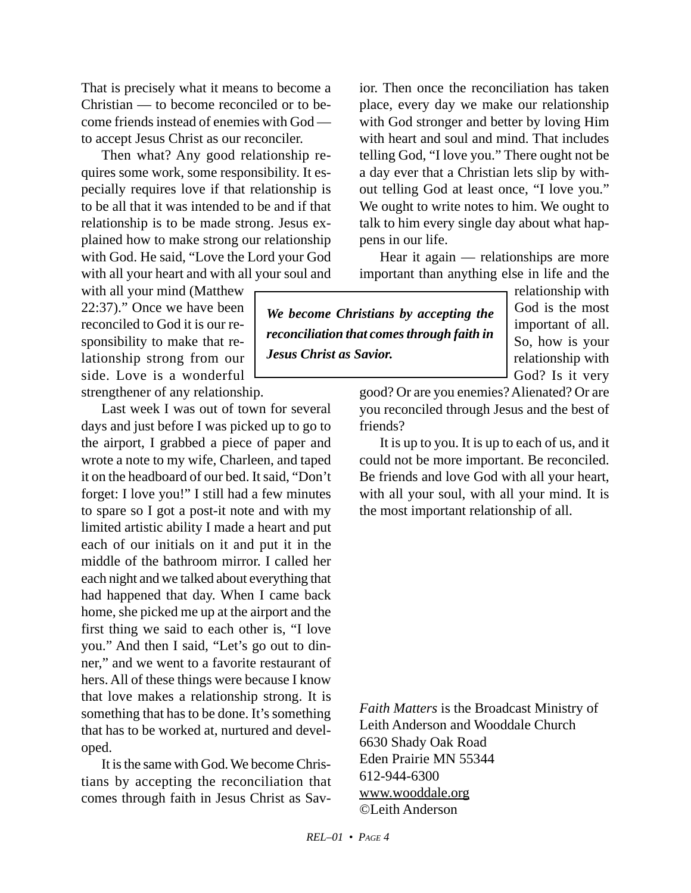That is precisely what it means to become a Christian — to become reconciled or to become friends instead of enemies with God — to accept Jesus Christ as our reconciler.

Then what? Any good relationship requires some work, some responsibility. It especially requires love if that relationship is to be all that it was intended to be and if that relationship is to be made strong. Jesus explained how to make strong our relationship with God. He said, "Love the Lord your God with all your heart and with all your soul and with all your mind (Matthew 22:37)." Once we have been reconciled to God it is our responsibility to make that relationship strong from our side. Love is a wonderful strengthener of any relationship.

Last week I was out of town for several days and just before I was picked up to go to the airport, I grabbed a piece of paper and wrote a note to my wife, Charleen, and taped it on the headboard of our bed. It said, "Don't forget: I love you!" I still had a few minutes to spare so I got a post-it note and with my limited artistic ability I made a heart and put each of our initials on it and put it in the middle of the bathroom mirror. I called her each night and we talked about everything that had happened that day. When I came back home, she picked me up at the airport and the first thing we said to each other is, "I love you." And then I said, "Let's go out to dinner," and we went to a favorite restaurant of hers. All of these things were because I know that love makes a relationship strong. It is something that has to be done. It's something that has to be worked at, nurtured and developed.

It is the same with God. We become Christians by accepting the reconciliation that comes through faith in Jesus Christ as Savior. Then once the reconciliation has taken place, every day we make our relationship with God stronger and better by loving Him with heart and soul and mind. That includes telling God, "I love you." There ought not be a day ever that a Christian lets slip by without telling God at least once, "I love you." We ought to write notes to him. We ought to talk to him every single day about what happens in our life.

> ***We become Christians by accepting the reconciliation that comes through faith in Jesus Christ as Savior.***

Hear it again — relationships are more important than anything else in life and the relationship with God is the most important of all. So, how is your relationship with God? Is it very good? Or are you enemies? Alienated? Or are you reconciled through Jesus and the best of friends?

It is up to you. It is up to each of us, and it could not be more important. Be reconciled. Be friends and love God with all your heart, with all your soul, with all your mind. It is the most important relationship of all.

*Faith Matters* is the Broadcast Ministry of
Leith Anderson and Wooddale Church
6630 Shady Oak Road
Eden Prairie MN 55344
612-944-6300
www.wooddale.org
©Leith Anderson